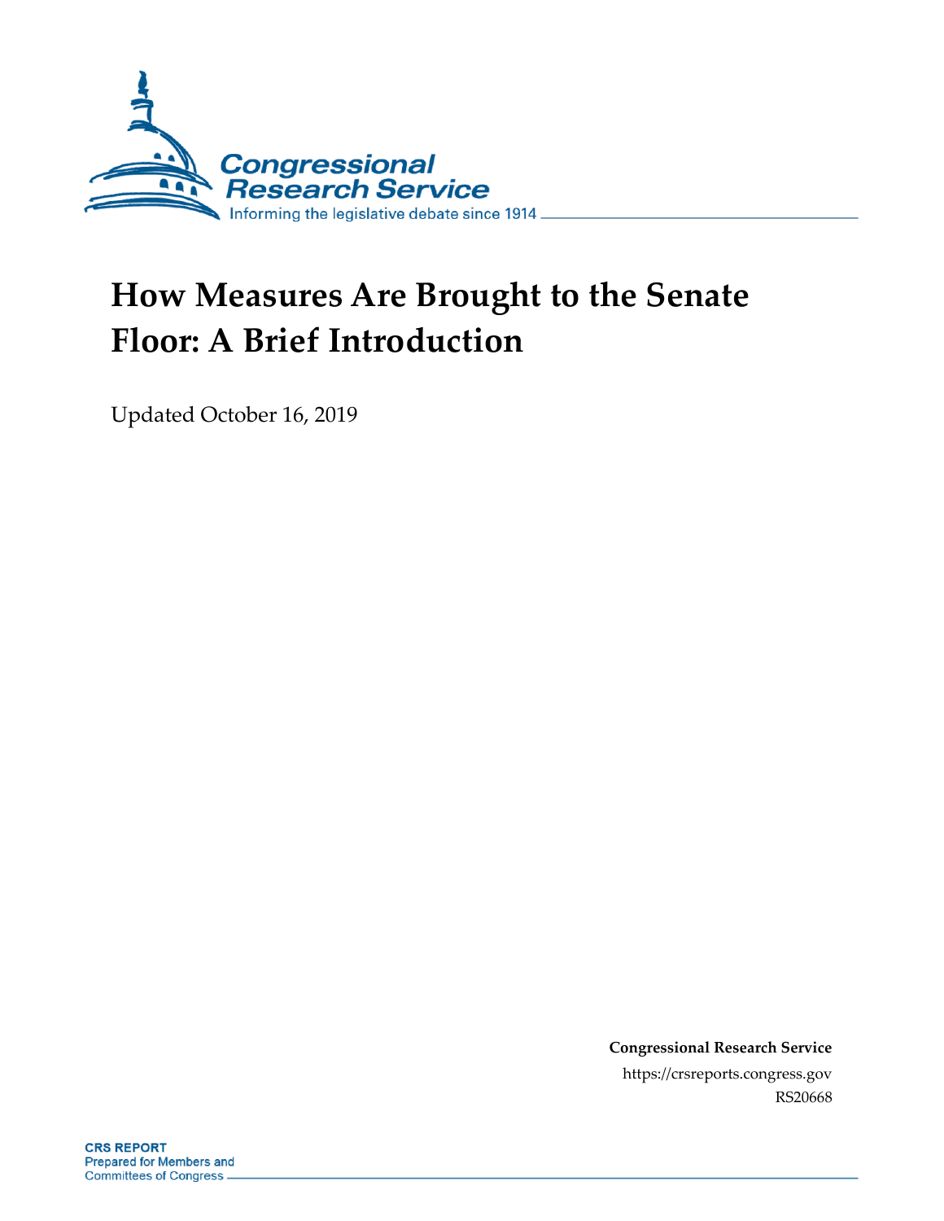# How Measures Are Brought to the Senate Floor: A Brief Introduction

Updated October 16, 2019

**Congressional Research Service**

https://crsreports.congress.gov

RS20668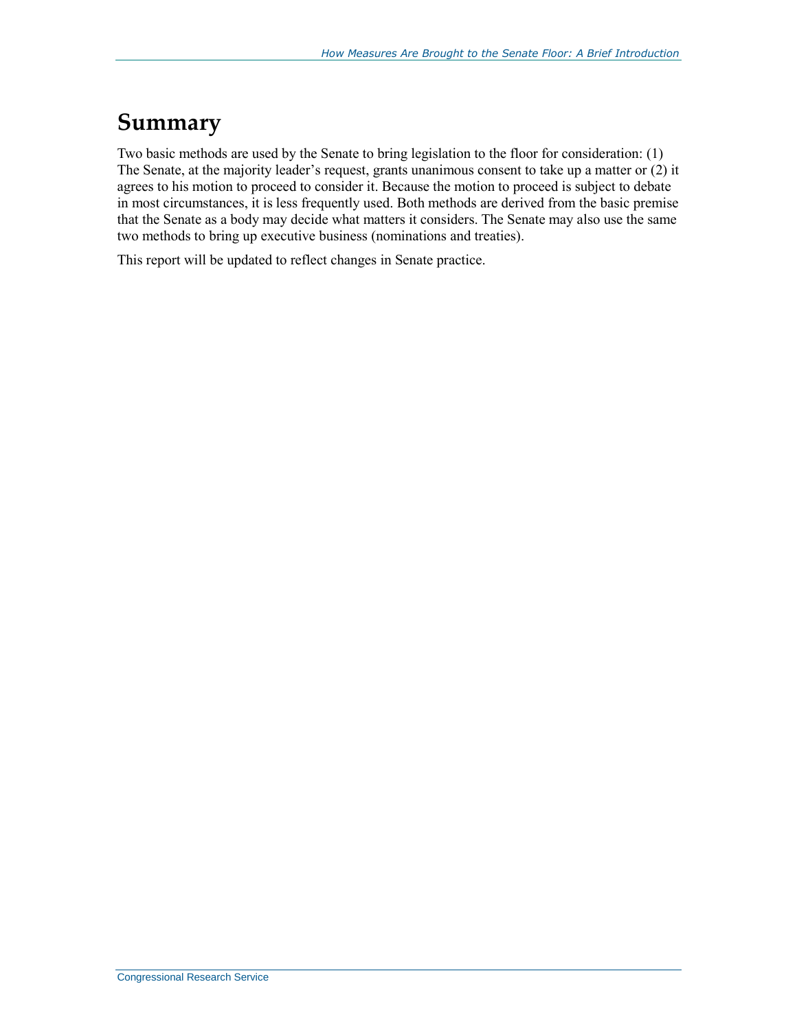# Summary

Two basic methods are used by the Senate to bring legislation to the floor for consideration: (1) The Senate, at the majority leader's request, grants unanimous consent to take up a matter or (2) it agrees to his motion to proceed to consider it. Because the motion to proceed is subject to debate in most circumstances, it is less frequently used. Both methods are derived from the basic premise that the Senate as a body may decide what matters it considers. The Senate may also use the same two methods to bring up executive business (nominations and treaties).

This report will be updated to reflect changes in Senate practice.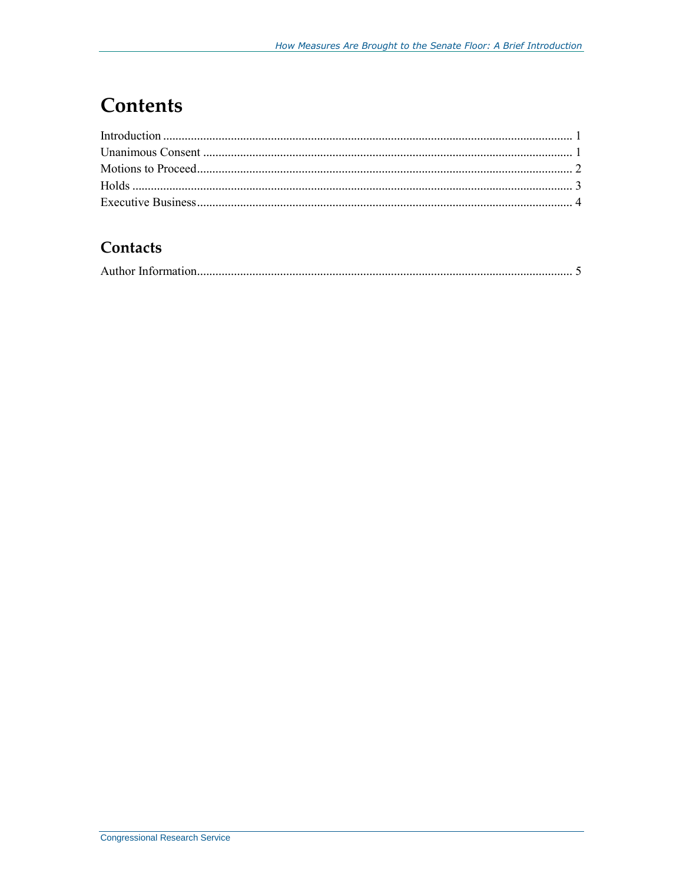# Contents

Introduction ..................................................................................................................................... 1
Unanimous Consent ....................................................................................................................... 1
Motions to Proceed......................................................................................................................... 2
Holds .............................................................................................................................................. 3
Executive Business......................................................................................................................... 4

## Contacts

Author Information......................................................................................................................... 5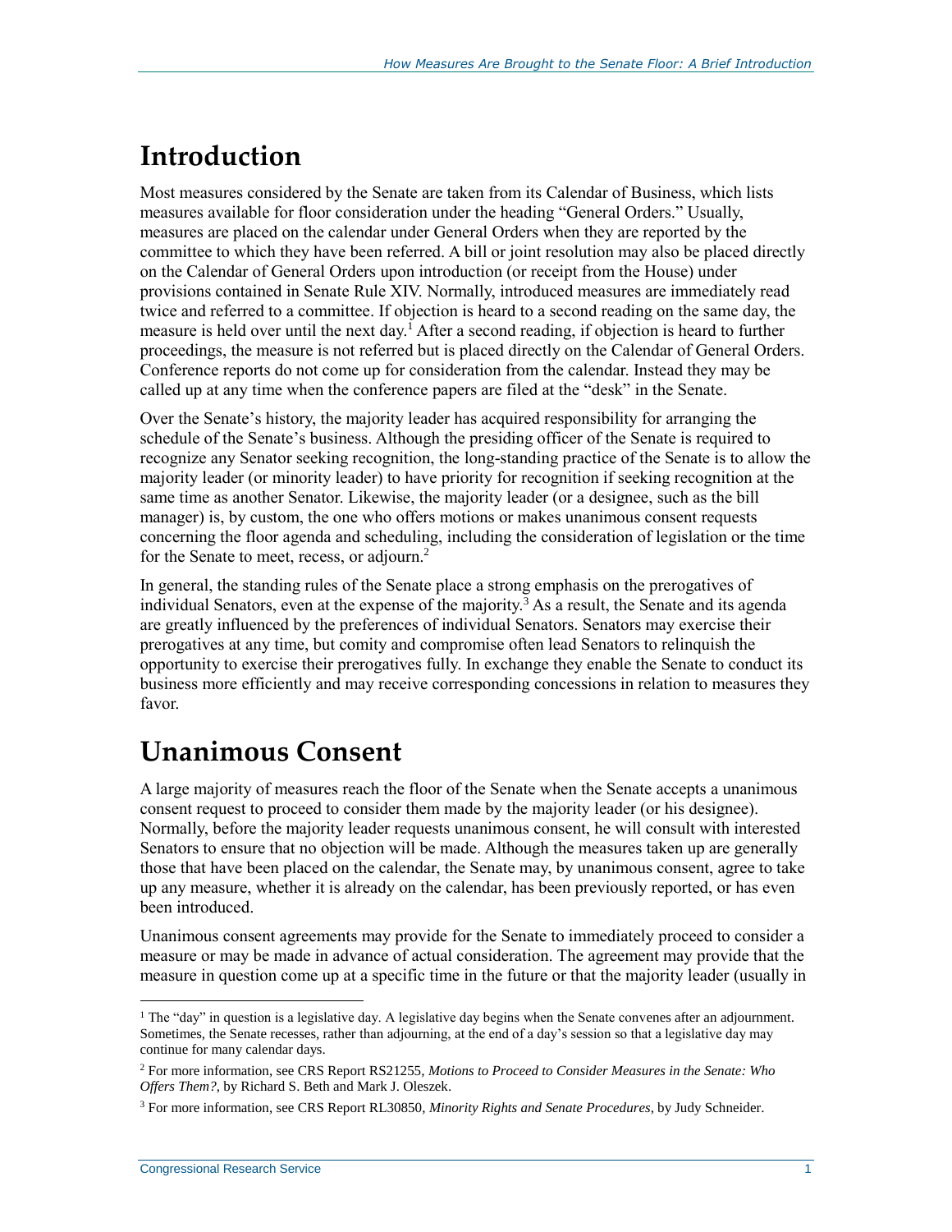# Introduction

Most measures considered by the Senate are taken from its Calendar of Business, which lists measures available for floor consideration under the heading "General Orders." Usually, measures are placed on the calendar under General Orders when they are reported by the committee to which they have been referred. A bill or joint resolution may also be placed directly on the Calendar of General Orders upon introduction (or receipt from the House) under provisions contained in Senate Rule XIV. Normally, introduced measures are immediately read twice and referred to a committee. If objection is heard to a second reading on the same day, the measure is held over until the next day.[1] After a second reading, if objection is heard to further proceedings, the measure is not referred but is placed directly on the Calendar of General Orders. Conference reports do not come up for consideration from the calendar. Instead they may be called up at any time when the conference papers are filed at the "desk" in the Senate.

Over the Senate's history, the majority leader has acquired responsibility for arranging the schedule of the Senate's business. Although the presiding officer of the Senate is required to recognize any Senator seeking recognition, the long-standing practice of the Senate is to allow the majority leader (or minority leader) to have priority for recognition if seeking recognition at the same time as another Senator. Likewise, the majority leader (or a designee, such as the bill manager) is, by custom, the one who offers motions or makes unanimous consent requests concerning the floor agenda and scheduling, including the consideration of legislation or the time for the Senate to meet, recess, or adjourn.[2]

In general, the standing rules of the Senate place a strong emphasis on the prerogatives of individual Senators, even at the expense of the majority.[3] As a result, the Senate and its agenda are greatly influenced by the preferences of individual Senators. Senators may exercise their prerogatives at any time, but comity and compromise often lead Senators to relinquish the opportunity to exercise their prerogatives fully. In exchange they enable the Senate to conduct its business more efficiently and may receive corresponding concessions in relation to measures they favor.

# Unanimous Consent

A large majority of measures reach the floor of the Senate when the Senate accepts a unanimous consent request to proceed to consider them made by the majority leader (or his designee). Normally, before the majority leader requests unanimous consent, he will consult with interested Senators to ensure that no objection will be made. Although the measures taken up are generally those that have been placed on the calendar, the Senate may, by unanimous consent, agree to take up any measure, whether it is already on the calendar, has been previously reported, or has even been introduced.

Unanimous consent agreements may provide for the Senate to immediately proceed to consider a measure or may be made in advance of actual consideration. The agreement may provide that the measure in question come up at a specific time in the future or that the majority leader (usually in

---

[1] The "day" in question is a legislative day. A legislative day begins when the Senate convenes after an adjournment. Sometimes, the Senate recesses, rather than adjourning, at the end of a day's session so that a legislative day may continue for many calendar days.

[2] For more information, see CRS Report RS21255, *Motions to Proceed to Consider Measures in the Senate: Who Offers Them?*, by Richard S. Beth and Mark J. Oleszek.

[3] For more information, see CRS Report RL30850, *Minority Rights and Senate Procedures*, by Judy Schneider.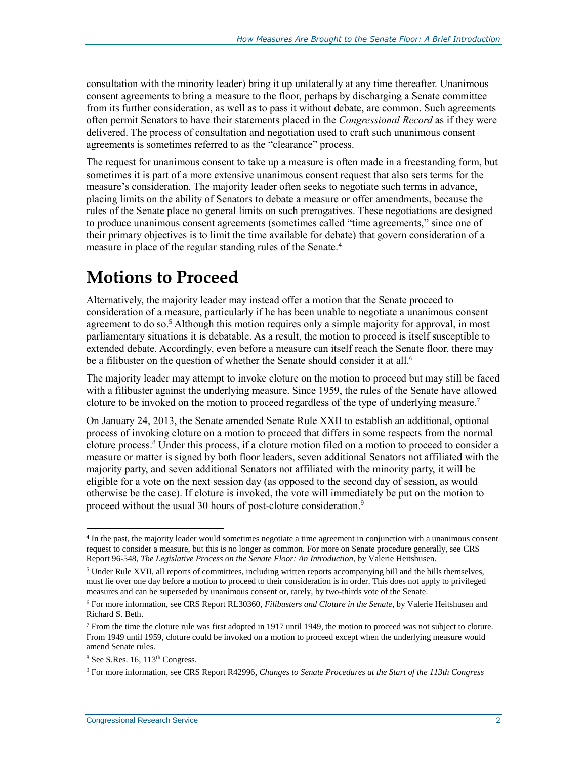consultation with the minority leader) bring it up unilaterally at any time thereafter. Unanimous consent agreements to bring a measure to the floor, perhaps by discharging a Senate committee from its further consideration, as well as to pass it without debate, are common. Such agreements often permit Senators to have their statements placed in the *Congressional Record* as if they were delivered. The process of consultation and negotiation used to craft such unanimous consent agreements is sometimes referred to as the "clearance" process.

The request for unanimous consent to take up a measure is often made in a freestanding form, but sometimes it is part of a more extensive unanimous consent request that also sets terms for the measure's consideration. The majority leader often seeks to negotiate such terms in advance, placing limits on the ability of Senators to debate a measure or offer amendments, because the rules of the Senate place no general limits on such prerogatives. These negotiations are designed to produce unanimous consent agreements (sometimes called "time agreements," since one of their primary objectives is to limit the time available for debate) that govern consideration of a measure in place of the regular standing rules of the Senate.[4]

# Motions to Proceed

Alternatively, the majority leader may instead offer a motion that the Senate proceed to consideration of a measure, particularly if he has been unable to negotiate a unanimous consent agreement to do so.[5] Although this motion requires only a simple majority for approval, in most parliamentary situations it is debatable. As a result, the motion to proceed is itself susceptible to extended debate. Accordingly, even before a measure can itself reach the Senate floor, there may be a filibuster on the question of whether the Senate should consider it at all.[6]

The majority leader may attempt to invoke cloture on the motion to proceed but may still be faced with a filibuster against the underlying measure. Since 1959, the rules of the Senate have allowed cloture to be invoked on the motion to proceed regardless of the type of underlying measure.[7]

On January 24, 2013, the Senate amended Senate Rule XXII to establish an additional, optional process of invoking cloture on a motion to proceed that differs in some respects from the normal cloture process.[8] Under this process, if a cloture motion filed on a motion to proceed to consider a measure or matter is signed by both floor leaders, seven additional Senators not affiliated with the majority party, and seven additional Senators not affiliated with the minority party, it will be eligible for a vote on the next session day (as opposed to the second day of session, as would otherwise be the case). If cloture is invoked, the vote will immediately be put on the motion to proceed without the usual 30 hours of post-cloture consideration.[9]

---

[4] In the past, the majority leader would sometimes negotiate a time agreement in conjunction with a unanimous consent request to consider a measure, but this is no longer as common. For more on Senate procedure generally, see CRS Report 96-548, *The Legislative Process on the Senate Floor: An Introduction*, by Valerie Heitshusen.

[5] Under Rule XVII, all reports of committees, including written reports accompanying bill and the bills themselves, must lie over one day before a motion to proceed to their consideration is in order. This does not apply to privileged measures and can be superseded by unanimous consent or, rarely, by two-thirds vote of the Senate.

[6] For more information, see CRS Report RL30360, *Filibusters and Cloture in the Senate*, by Valerie Heitshusen and Richard S. Beth.

[7] From the time the cloture rule was first adopted in 1917 until 1949, the motion to proceed was not subject to cloture. From 1949 until 1959, cloture could be invoked on a motion to proceed except when the underlying measure would amend Senate rules.

[8] See S.Res. 16, 113th Congress.

[9] For more information, see CRS Report R42996, *Changes to Senate Procedures at the Start of the 113th Congress*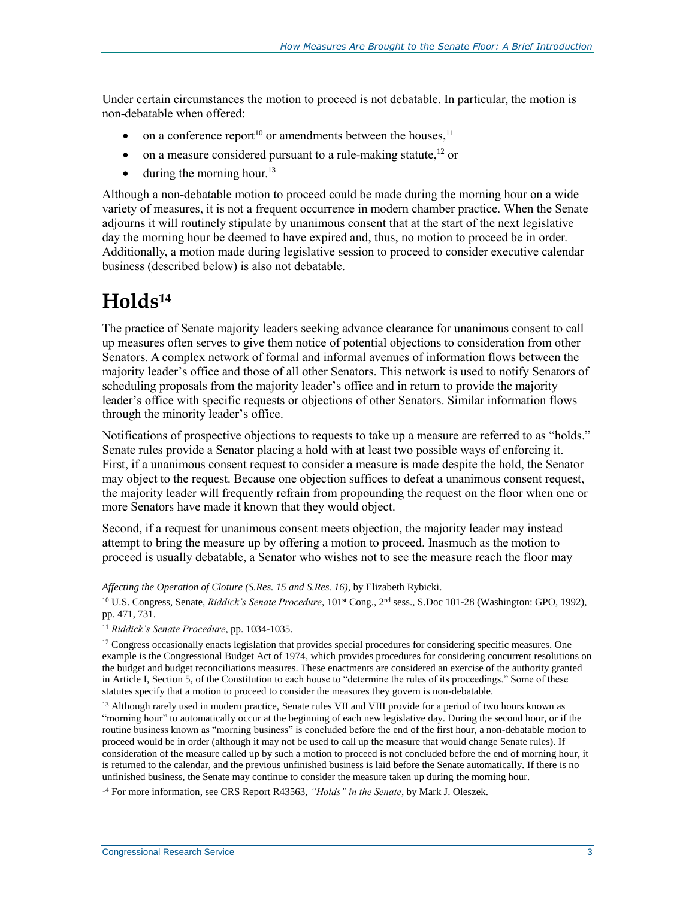Under certain circumstances the motion to proceed is not debatable. In particular, the motion is non-debatable when offered:

- on a conference report[10] or amendments between the houses,[11]
- on a measure considered pursuant to a rule-making statute,[12] or
- during the morning hour.[13]

Although a non-debatable motion to proceed could be made during the morning hour on a wide variety of measures, it is not a frequent occurrence in modern chamber practice. When the Senate adjourns it will routinely stipulate by unanimous consent that at the start of the next legislative day the morning hour be deemed to have expired and, thus, no motion to proceed be in order. Additionally, a motion made during legislative session to proceed to consider executive calendar business (described below) is also not debatable.

# Holds[14]

The practice of Senate majority leaders seeking advance clearance for unanimous consent to call up measures often serves to give them notice of potential objections to consideration from other Senators. A complex network of formal and informal avenues of information flows between the majority leader's office and those of all other Senators. This network is used to notify Senators of scheduling proposals from the majority leader's office and in return to provide the majority leader's office with specific requests or objections of other Senators. Similar information flows through the minority leader's office.

Notifications of prospective objections to requests to take up a measure are referred to as "holds." Senate rules provide a Senator placing a hold with at least two possible ways of enforcing it. First, if a unanimous consent request to consider a measure is made despite the hold, the Senator may object to the request. Because one objection suffices to defeat a unanimous consent request, the majority leader will frequently refrain from propounding the request on the floor when one or more Senators have made it known that they would object.

Second, if a request for unanimous consent meets objection, the majority leader may instead attempt to bring the measure up by offering a motion to proceed. Inasmuch as the motion to proceed is usually debatable, a Senator who wishes not to see the measure reach the floor may

---

*Affecting the Operation of Cloture (S.Res. 15 and S.Res. 16)*, by Elizabeth Rybicki.

[10] U.S. Congress, Senate, *Riddick's Senate Procedure*, 101st Cong., 2nd sess., S.Doc 101-28 (Washington: GPO, 1992), pp. 471, 731.

[11] *Riddick's Senate Procedure*, pp. 1034-1035.

[12] Congress occasionally enacts legislation that provides special procedures for considering specific measures. One example is the Congressional Budget Act of 1974, which provides procedures for considering concurrent resolutions on the budget and budget reconciliations measures. These enactments are considered an exercise of the authority granted in Article I, Section 5, of the Constitution to each house to "determine the rules of its proceedings." Some of these statutes specify that a motion to proceed to consider the measures they govern is non-debatable.

[13] Although rarely used in modern practice, Senate rules VII and VIII provide for a period of two hours known as "morning hour" to automatically occur at the beginning of each new legislative day. During the second hour, or if the routine business known as "morning business" is concluded before the end of the first hour, a non-debatable motion to proceed would be in order (although it may not be used to call up the measure that would change Senate rules). If consideration of the measure called up by such a motion to proceed is not concluded before the end of morning hour, it is returned to the calendar, and the previous unfinished business is laid before the Senate automatically. If there is no unfinished business, the Senate may continue to consider the measure taken up during the morning hour.

[14] For more information, see CRS Report R43563, *"Holds" in the Senate*, by Mark J. Oleszek.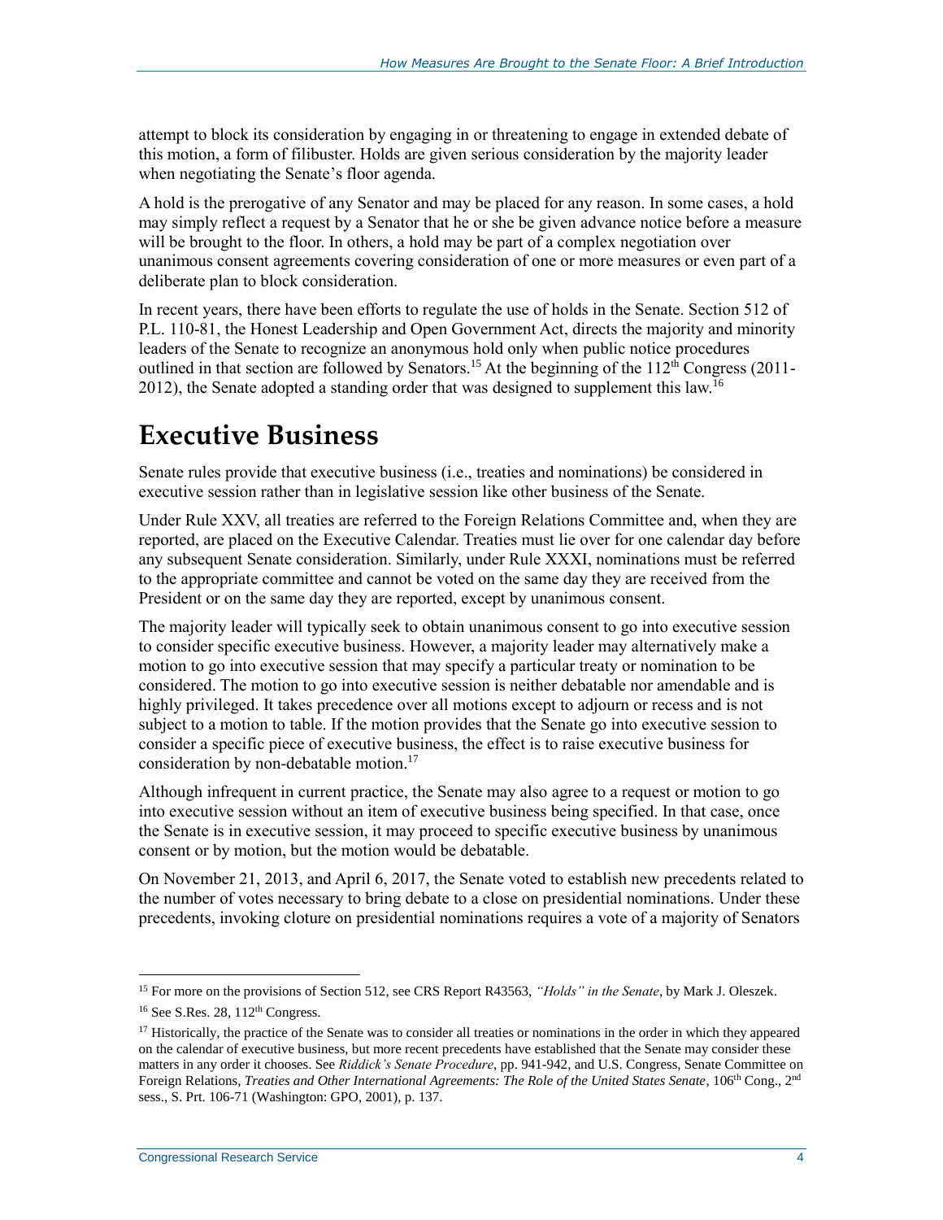attempt to block its consideration by engaging in or threatening to engage in extended debate of this motion, a form of filibuster. Holds are given serious consideration by the majority leader when negotiating the Senate's floor agenda.

A hold is the prerogative of any Senator and may be placed for any reason. In some cases, a hold may simply reflect a request by a Senator that he or she be given advance notice before a measure will be brought to the floor. In others, a hold may be part of a complex negotiation over unanimous consent agreements covering consideration of one or more measures or even part of a deliberate plan to block consideration.

In recent years, there have been efforts to regulate the use of holds in the Senate. Section 512 of P.L. 110-81, the Honest Leadership and Open Government Act, directs the majority and minority leaders of the Senate to recognize an anonymous hold only when public notice procedures outlined in that section are followed by Senators.[15] At the beginning of the 112th Congress (2011-2012), the Senate adopted a standing order that was designed to supplement this law.[16]

# Executive Business

Senate rules provide that executive business (i.e., treaties and nominations) be considered in executive session rather than in legislative session like other business of the Senate.

Under Rule XXV, all treaties are referred to the Foreign Relations Committee and, when they are reported, are placed on the Executive Calendar. Treaties must lie over for one calendar day before any subsequent Senate consideration. Similarly, under Rule XXXI, nominations must be referred to the appropriate committee and cannot be voted on the same day they are received from the President or on the same day they are reported, except by unanimous consent.

The majority leader will typically seek to obtain unanimous consent to go into executive session to consider specific executive business. However, a majority leader may alternatively make a motion to go into executive session that may specify a particular treaty or nomination to be considered. The motion to go into executive session is neither debatable nor amendable and is highly privileged. It takes precedence over all motions except to adjourn or recess and is not subject to a motion to table. If the motion provides that the Senate go into executive session to consider a specific piece of executive business, the effect is to raise executive business for consideration by non-debatable motion.[17]

Although infrequent in current practice, the Senate may also agree to a request or motion to go into executive session without an item of executive business being specified. In that case, once the Senate is in executive session, it may proceed to specific executive business by unanimous consent or by motion, but the motion would be debatable.

On November 21, 2013, and April 6, 2017, the Senate voted to establish new precedents related to the number of votes necessary to bring debate to a close on presidential nominations. Under these precedents, invoking cloture on presidential nominations requires a vote of a majority of Senators

---

[15] For more on the provisions of Section 512, see CRS Report R43563, *"Holds" in the Senate*, by Mark J. Oleszek.

[16] See S.Res. 28, 112th Congress.

[17] Historically, the practice of the Senate was to consider all treaties or nominations in the order in which they appeared on the calendar of executive business, but more recent precedents have established that the Senate may consider these matters in any order it chooses. See *Riddick's Senate Procedure*, pp. 941-942, and U.S. Congress, Senate Committee on Foreign Relations, *Treaties and Other International Agreements: The Role of the United States Senate*, 106th Cong., 2nd sess., S. Prt. 106-71 (Washington: GPO, 2001), p. 137.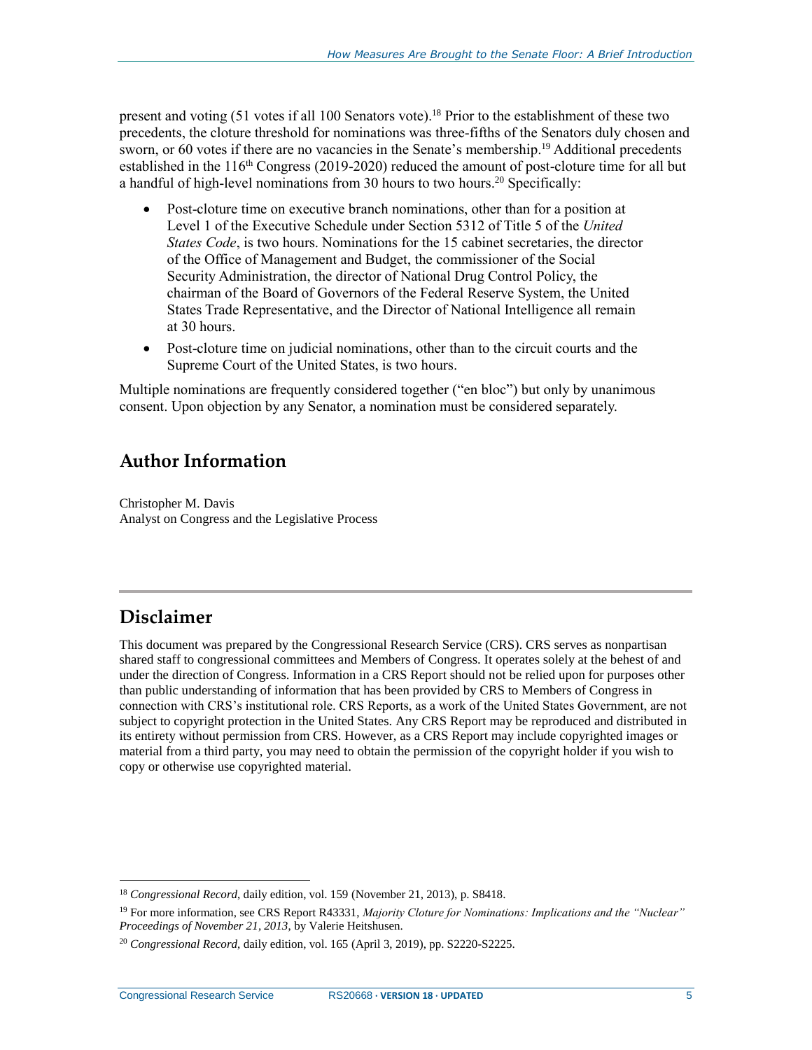present and voting (51 votes if all 100 Senators vote).[18] Prior to the establishment of these two precedents, the cloture threshold for nominations was three-fifths of the Senators duly chosen and sworn, or 60 votes if there are no vacancies in the Senate's membership.[19] Additional precedents established in the 116th Congress (2019-2020) reduced the amount of post-cloture time for all but a handful of high-level nominations from 30 hours to two hours.[20] Specifically:

- Post-cloture time on executive branch nominations, other than for a position at Level 1 of the Executive Schedule under Section 5312 of Title 5 of the *United States Code*, is two hours. Nominations for the 15 cabinet secretaries, the director of the Office of Management and Budget, the commissioner of the Social Security Administration, the director of National Drug Control Policy, the chairman of the Board of Governors of the Federal Reserve System, the United States Trade Representative, and the Director of National Intelligence all remain at 30 hours.
- Post-cloture time on judicial nominations, other than to the circuit courts and the Supreme Court of the United States, is two hours.

Multiple nominations are frequently considered together ("en bloc") but only by unanimous consent. Upon objection by any Senator, a nomination must be considered separately.

## Author Information

Christopher M. Davis
Analyst on Congress and the Legislative Process

## Disclaimer

This document was prepared by the Congressional Research Service (CRS). CRS serves as nonpartisan shared staff to congressional committees and Members of Congress. It operates solely at the behest of and under the direction of Congress. Information in a CRS Report should not be relied upon for purposes other than public understanding of information that has been provided by CRS to Members of Congress in connection with CRS's institutional role. CRS Reports, as a work of the United States Government, are not subject to copyright protection in the United States. Any CRS Report may be reproduced and distributed in its entirety without permission from CRS. However, as a CRS Report may include copyrighted images or material from a third party, you may need to obtain the permission of the copyright holder if you wish to copy or otherwise use copyrighted material.

---

[18] *Congressional Record*, daily edition, vol. 159 (November 21, 2013), p. S8418.

[19] For more information, see CRS Report R43331, *Majority Cloture for Nominations: Implications and the "Nuclear" Proceedings of November 21, 2013*, by Valerie Heitshusen.

[20] *Congressional Record*, daily edition, vol. 165 (April 3, 2019), pp. S2220-S2225.